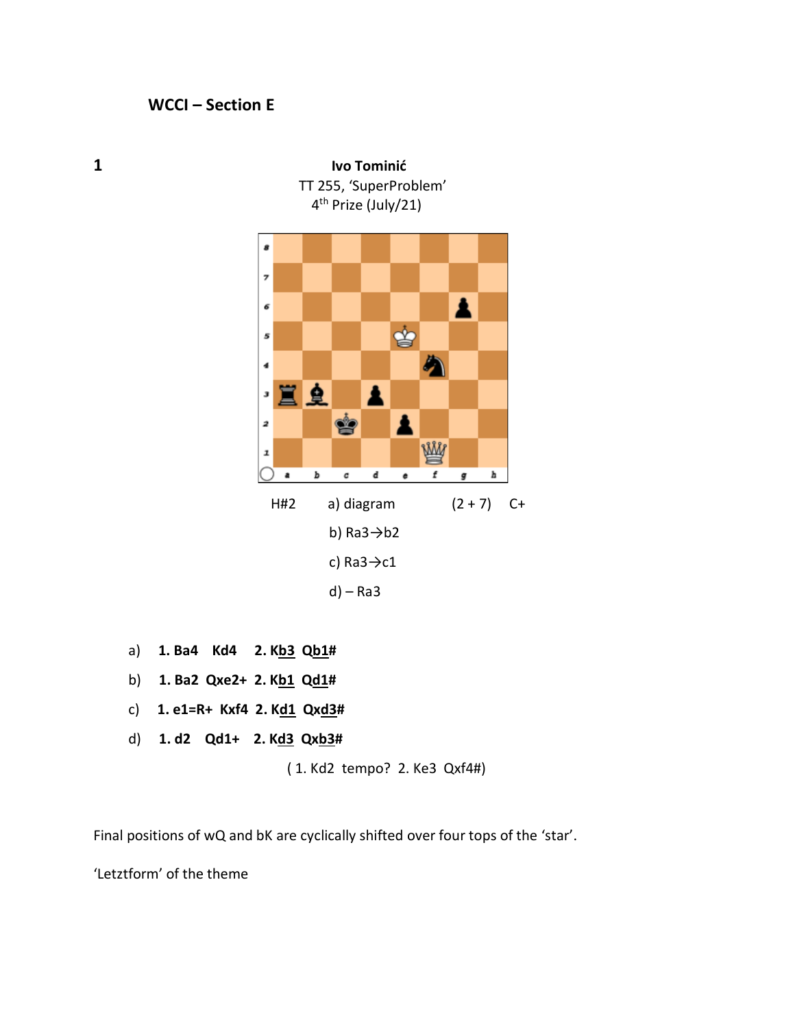# WCCI – Section E

**1**

**Ivo Tominić**
TT 255, 'SuperProblem'
4th Prize (July/21)

H#2 a) diagram (2 + 7) C+

b) Ra3→b2

c) Ra3→c1

d) – Ra3

a) **1. Ba4 Kd4 2. Kb3 Qb1#**

b) **1. Ba2 Qxe2+ 2. Kb1 Qd1#**

c) **1. e1=R+ Kxf4 2. Kd1 Qxd3#**

d) **1. d2 Qd1+ 2. Kd3 Qxb3#**

( 1. Kd2 tempo? 2. Ke3 Qxf4#)

Final positions of wQ and bK are cyclically shifted over four tops of the 'star'.

'Letztform' of the theme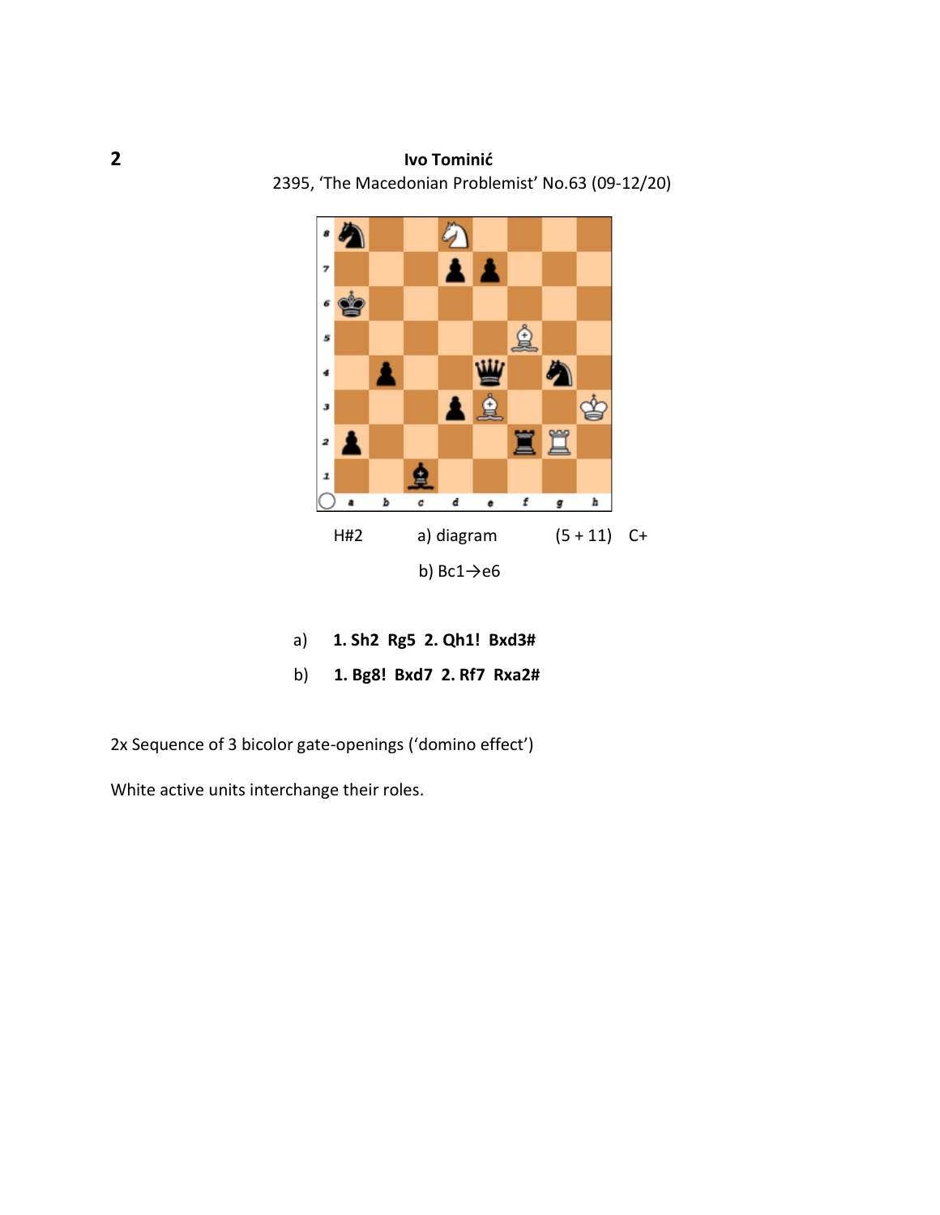**2**

**Ivo Tominić**
2395, 'The Macedonian Problemist' No.63 (09-12/20)

H#2 a) diagram (5 + 11) C+

b) Bc1→e6

a) **1. Sh2 Rg5 2. Qh1! Bxd3#**

b) **1. Bg8! Bxd7 2. Rf7 Rxa2#**

2x Sequence of 3 bicolor gate-openings ('domino effect')

White active units interchange their roles.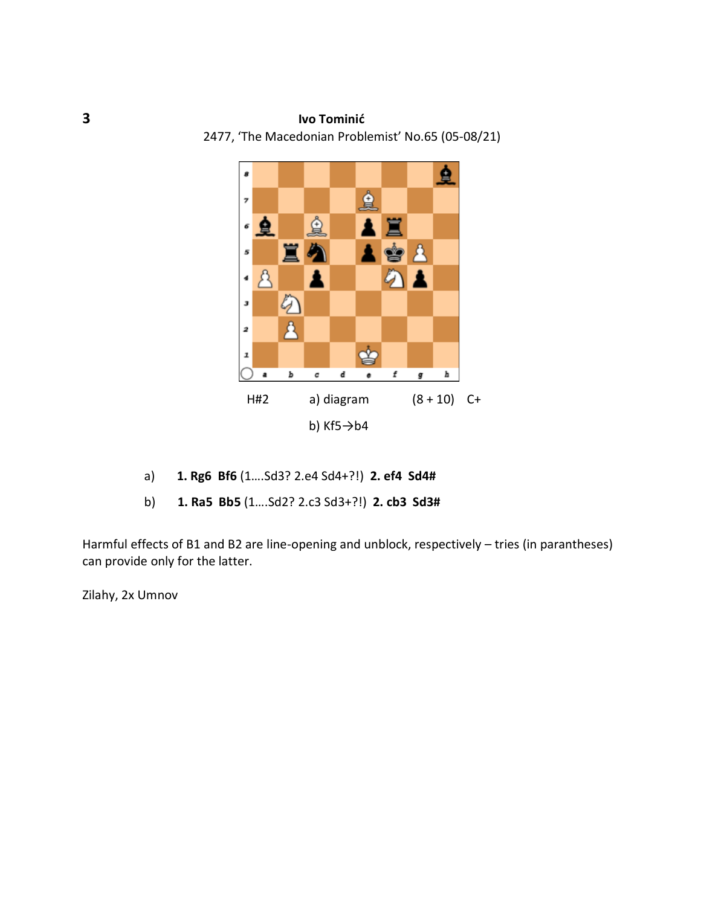**3**

**Ivo Tominić**
2477, 'The Macedonian Problemist' No.65 (05-08/21)

H#2 a) diagram (8 + 10) C+

b) Kf5→b4

a) **1. Rg6 Bf6** (1….Sd3? 2.e4 Sd4+?!) **2. ef4 Sd4#**

b) **1. Ra5 Bb5** (1….Sd2? 2.c3 Sd3+?!) **2. cb3 Sd3#**

Harmful effects of B1 and B2 are line-opening and unblock, respectively – tries (in parantheses) can provide only for the latter.

Zilahy, 2x Umnov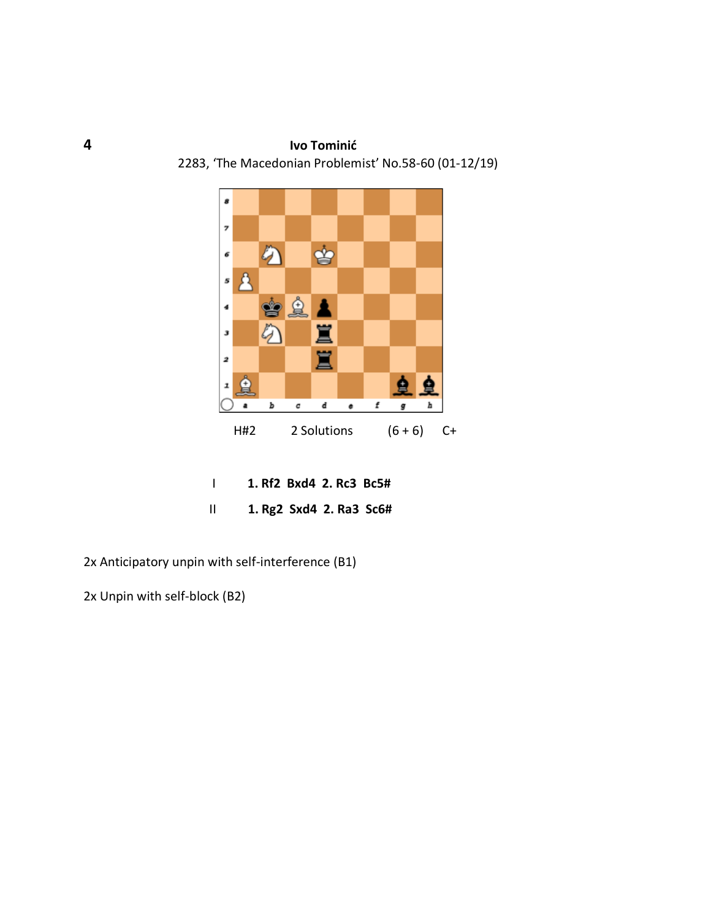**4**

**Ivo Tominić**

2283, 'The Macedonian Problemist' No.58-60 (01-12/19)

H#2 2 Solutions (6 + 6) C+

I **1. Rf2 Bxd4 2. Rc3 Bc5#**

II **1. Rg2 Sxd4 2. Ra3 Sc6#**

2x Anticipatory unpin with self-interference (B1)

2x Unpin with self-block (B2)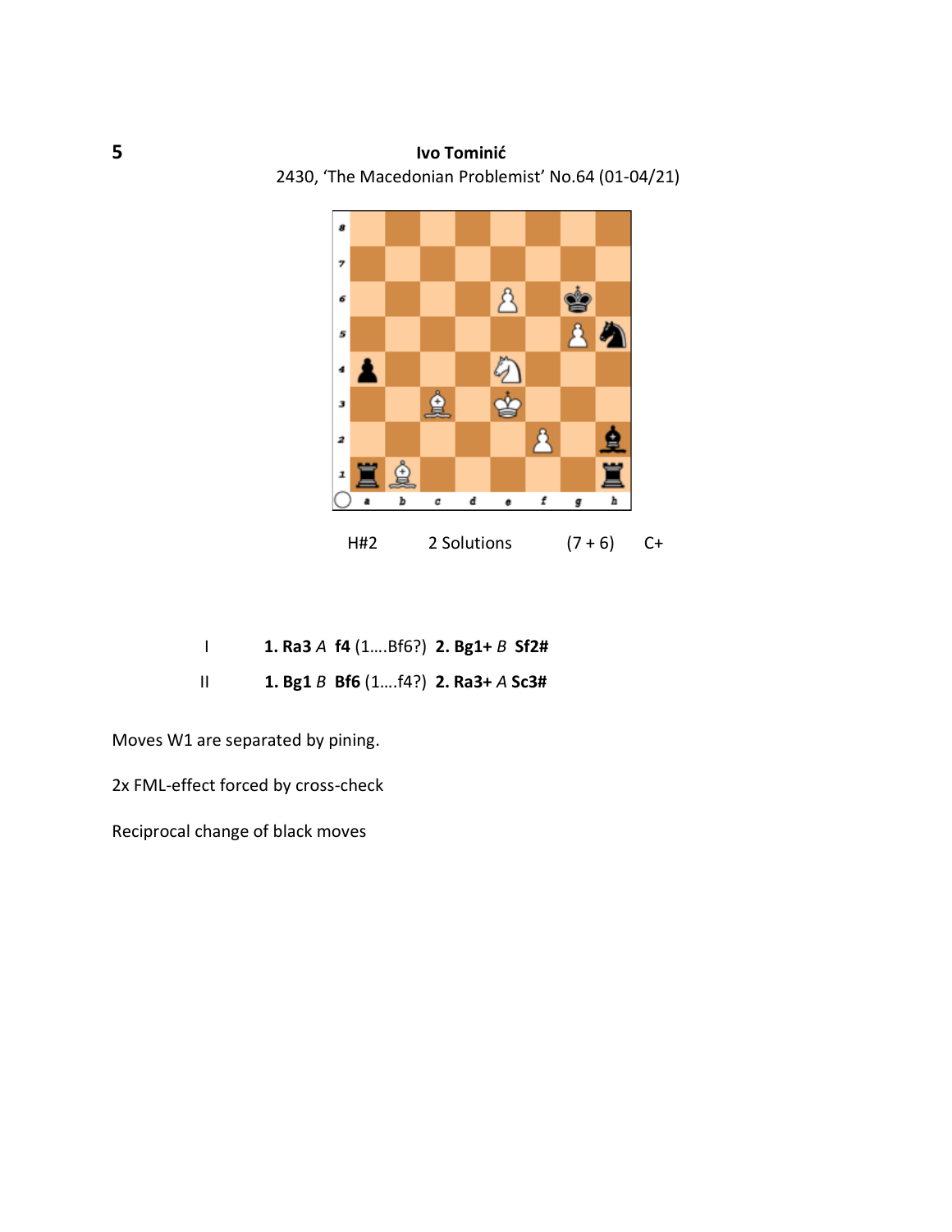**5**

**Ivo Tominić**

2430, 'The Macedonian Problemist' No.64 (01-04/21)

H#2 2 Solutions (7 + 6) C+

I **1. Ra3** *A* **f4** (1….Bf6?) **2. Bg1+** *B* **Sf2#**

II **1. Bg1** *B* **Bf6** (1….f4?) **2. Ra3+** *A* **Sc3#**

Moves W1 are separated by pining.

2x FML-effect forced by cross-check

Reciprocal change of black moves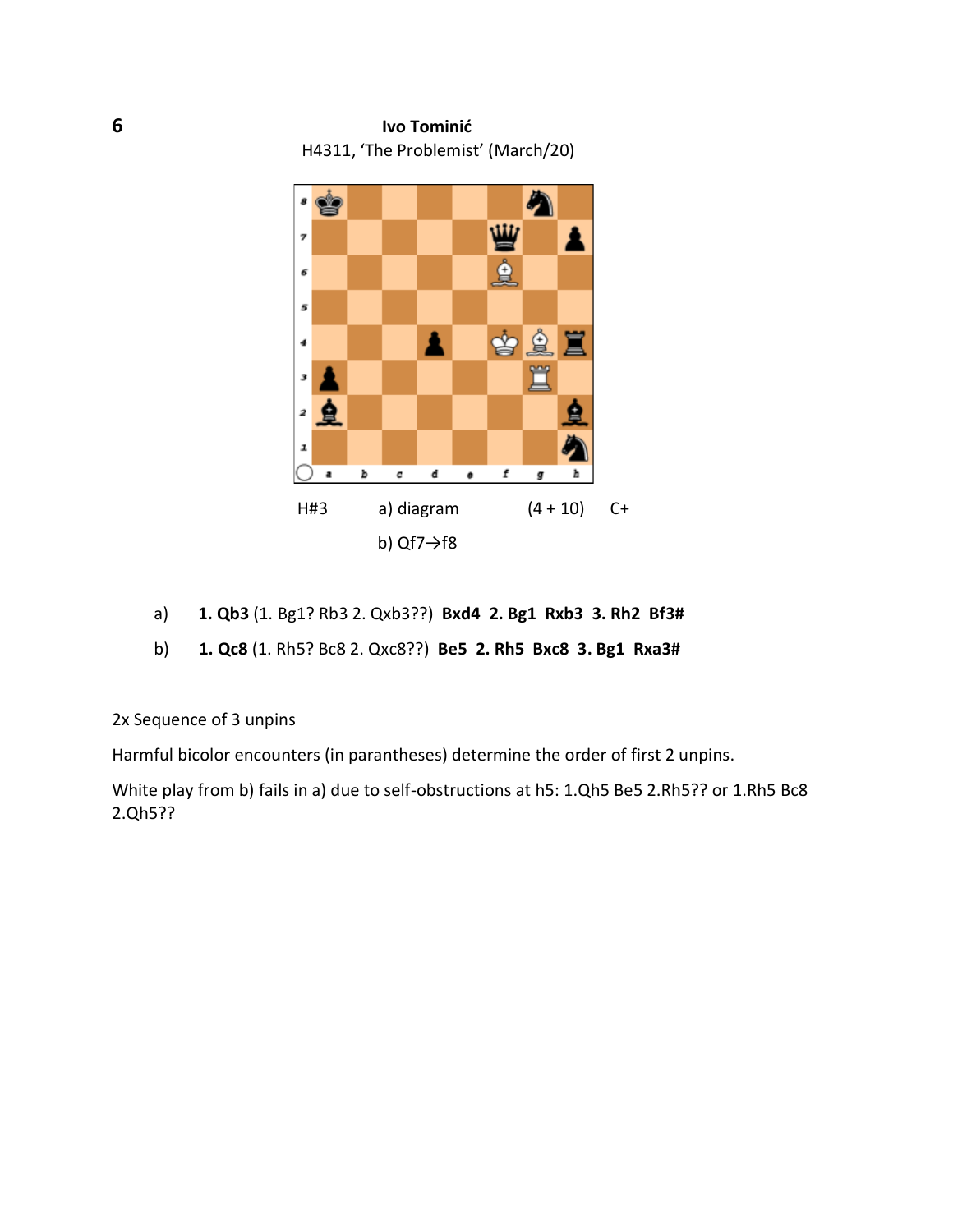**6**

**Ivo Tominić**

H4311, 'The Problemist' (March/20)

H#3 a) diagram (4 + 10) C+

b) Qf7→f8

a) **1. Qb3** (1. Bg1? Rb3 2. Qxb3??) **Bxd4 2. Bg1 Rxb3 3. Rh2 Bf3#**

b) **1. Qc8** (1. Rh5? Bc8 2. Qxc8??) **Be5 2. Rh5 Bxc8 3. Bg1 Rxa3#**

2x Sequence of 3 unpins

Harmful bicolor encounters (in parantheses) determine the order of first 2 unpins.

White play from b) fails in a) due to self-obstructions at h5: 1.Qh5 Be5 2.Rh5?? or 1.Rh5 Bc8 2.Qh5??